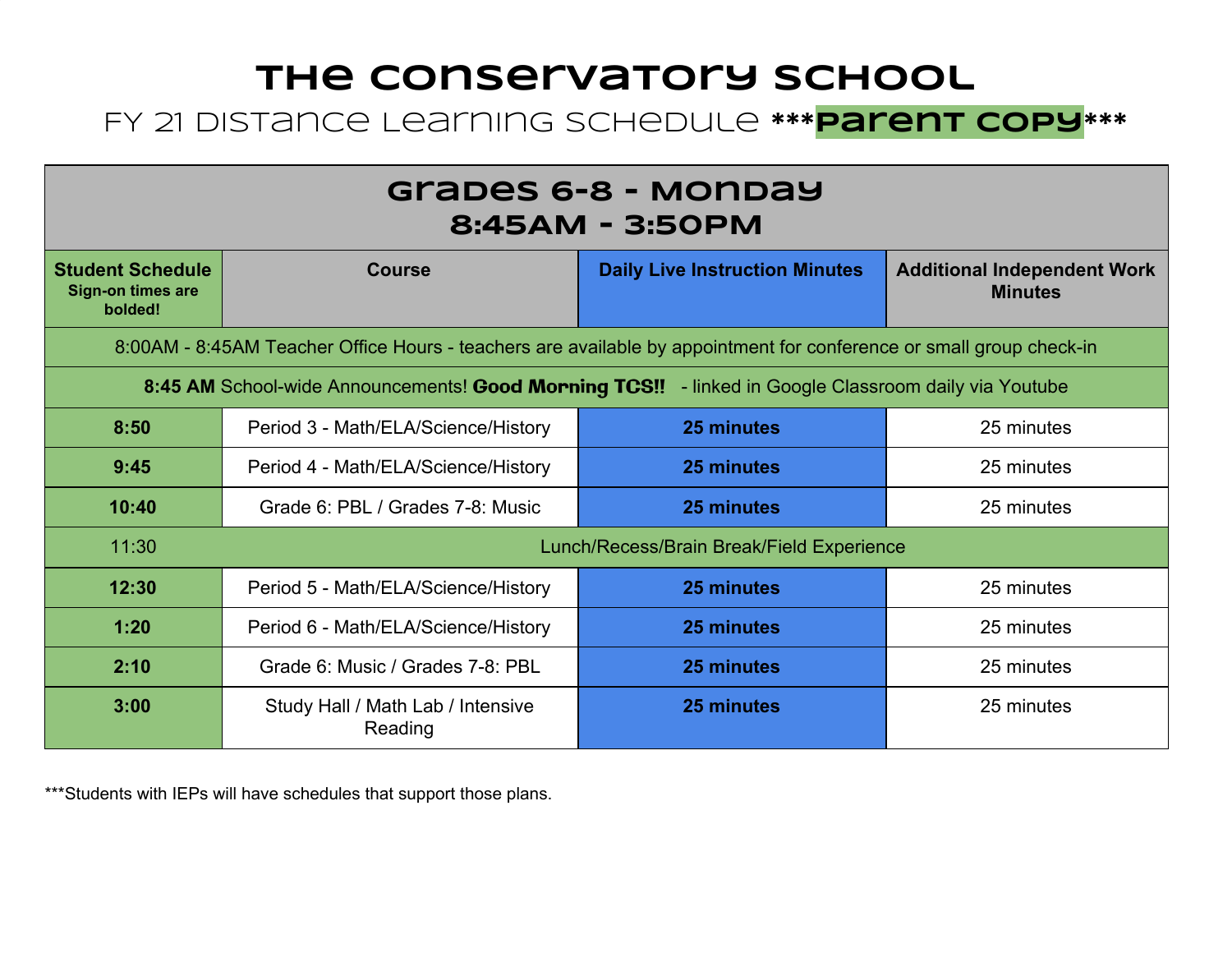# The Conservatory School

## FY 21 Distance Learning Schedule ***Parent Copy***

| Grades 6-8 - Monday<br>8:45AM - 3:50PM | | | |
|---|---|---|---|
| **Student Schedule**<br>**Sign-on times are bolded!** | **Course** | **Daily Live Instruction Minutes** | **Additional Independent Work Minutes** |
| 8:00AM - 8:45AM Teacher Office Hours - teachers are available by appointment for conference or small group check-in | | | |
| **8:45 AM** School-wide Announcements! **Good Morning TCS!!** - linked in Google Classroom daily via Youtube | | | |
| **8:50** | Period 3 - Math/ELA/Science/History | **25 minutes** | 25 minutes |
| **9:45** | Period 4 - Math/ELA/Science/History | **25 minutes** | 25 minutes |
| **10:40** | Grade 6: PBL / Grades 7-8: Music | **25 minutes** | 25 minutes |
| 11:30 | Lunch/Recess/Brain Break/Field Experience | | |
| **12:30** | Period 5 - Math/ELA/Science/History | **25 minutes** | 25 minutes |
| **1:20** | Period 6 - Math/ELA/Science/History | **25 minutes** | 25 minutes |
| **2:10** | Grade 6: Music / Grades 7-8: PBL | **25 minutes** | 25 minutes |
| **3:00** | Study Hall / Math Lab / Intensive Reading | **25 minutes** | 25 minutes |

***Students with IEPs will have schedules that support those plans.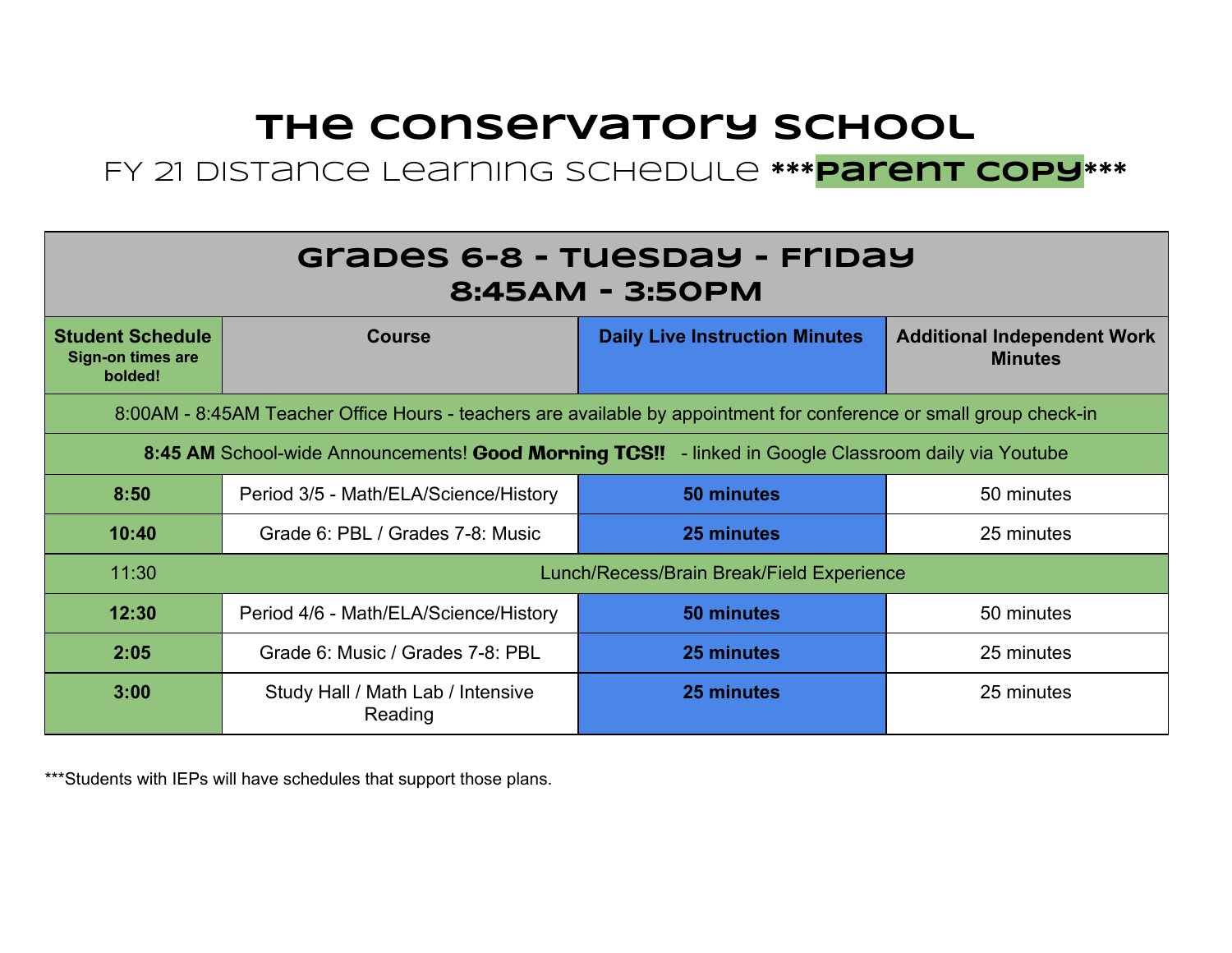# The Conservatory School

## FY 21 Distance Learning Schedule ***Parent Copy***

| Grades 6-8 - Tuesday - Friday 8:45AM - 3:50PM | | | |
|---|---|---|---|
| **Student Schedule** **Sign-on times are bolded!** | **Course** | **Daily Live Instruction Minutes** | **Additional Independent Work Minutes** |
| 8:00AM - 8:45AM Teacher Office Hours - teachers are available by appointment for conference or small group check-in | | | |
| **8:45 AM** School-wide Announcements! **Good Morning TCS!!** - linked in Google Classroom daily via Youtube | | | |
| **8:50** | Period 3/5 - Math/ELA/Science/History | **50 minutes** | 50 minutes |
| **10:40** | Grade 6: PBL / Grades 7-8: Music | **25 minutes** | 25 minutes |
| 11:30 | Lunch/Recess/Brain Break/Field Experience | | |
| **12:30** | Period 4/6 - Math/ELA/Science/History | **50 minutes** | 50 minutes |
| **2:05** | Grade 6: Music / Grades 7-8: PBL | **25 minutes** | 25 minutes |
| **3:00** | Study Hall / Math Lab / Intensive Reading | **25 minutes** | 25 minutes |

***Students with IEPs will have schedules that support those plans.